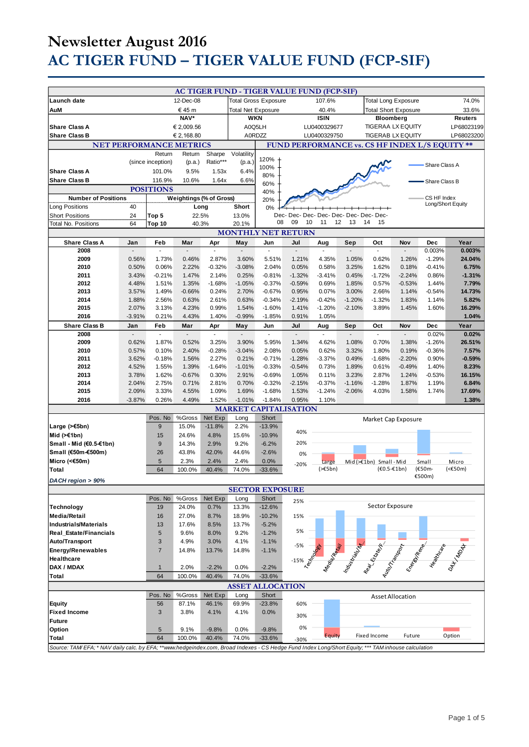# Newsletter August 2016

# AC TIGER FUND – TIGER VALUE FUND (FCP-SIF)

## AC TIGER FUND - TIGER VALUE FUND (FCP-SIF)

| | | | | | |
|---|---|---|---|---|---|
| Launch date | 12-Dec-08 | Total Gross Exposure | 107.6% | Total Long Exposure | 74.0% |
| AuM | € 45 m | Total Net Exposure | 40.4% | Total Short Exposure | 33.6% |
| | NAV* | WKN | ISIN | Bloomberg | Reuters |
| Share Class A | € 2,009.56 | A0Q5LH | LU0400329677 | TIGERAA LX EQUITY | LP68023199 |
| Share Class B | € 2,168.80 | A0RDZZ | LU0400329750 | TIGERAB LX EQUITY | LP68023200 |

### NET PERFORMANCE METRICS

| | Return (since inception) | Return (p.a.) | Sharpe Ratio*** | Volatility (p.a.) |
|---|---|---|---|---|
| Share Class A | 101.0% | 9.5% | 1.53x | 6.4% |
| Share Class B | 116.9% | 10.6% | 1.64x | 6.6% |

### POSITIONS

| Number of Positions | | Weightings (% of Gross) | Long | Short |
|---|---|---|---|---|
| Long Positions | 40 | Top 5 | 22.5% | 13.0% |
| Short Positions | 24 | Top 10 | 40.3% | 20.1% |
| Total No. Positions | 64 | | | |

### FUND PERFORMANCE vs. CS HF INDEX L/S EQUITY **

Chart legend: Share Class A; Share Class B; CS HF Index Long/Short Equity. Y-axis: 0%–120%. X-axis: Dec-08 to Dec-15.

### MONTHLY NET RETURN

| Share Class A | Jan | Feb | Mar | Apr | May | Jun | Jul | Aug | Sep | Oct | Nov | Dec | Year |
|---|---|---|---|---|---|---|---|---|---|---|---|---|---|
| 2008 | - | - | - | - | - | - | - | - | - | - | - | 0.003% | **0.003%** |
| 2009 | 0.56% | 1.73% | 0.46% | 2.87% | 3.60% | 5.51% | 1.21% | 4.35% | 1.05% | 0.62% | 1.26% | -1.29% | **24.04%** |
| 2010 | 0.50% | 0.06% | 2.22% | -0.32% | -3.08% | 2.04% | 0.05% | 0.58% | 3.25% | 1.62% | 0.18% | -0.41% | **6.75%** |
| 2011 | 3.43% | -0.21% | 1.47% | 2.14% | 0.25% | -0.81% | -1.32% | -3.41% | 0.45% | -1.72% | -2.24% | 0.86% | **-1.31%** |
| 2012 | 4.48% | 1.51% | 1.35% | -1.68% | -1.05% | -0.37% | -0.59% | 0.69% | 1.85% | 0.57% | -0.53% | 1.44% | **7.79%** |
| 2013 | 3.57% | 1.49% | -0.66% | 0.24% | 2.70% | -0.67% | 0.95% | 0.07% | 3.00% | 2.66% | 1.14% | -0.54% | **14.73%** |
| 2014 | 1.88% | 2.56% | 0.63% | 2.61% | 0.63% | -0.34% | -2.19% | -0.42% | -1.20% | -1.32% | 1.83% | 1.14% | **5.82%** |
| 2015 | 2.07% | 3.13% | 4.23% | 0.99% | 1.54% | -1.60% | 1.41% | -1.20% | -2.10% | 3.89% | 1.45% | 1.60% | **16.29%** |
| 2016 | -3.91% | 0.21% | 4.43% | 1.40% | -0.99% | -1.85% | 0.91% | 1.05% | | | | | **1.04%** |

| Share Class B | Jan | Feb | Mar | Apr | May | Jun | Jul | Aug | Sep | Oct | Nov | Dec | Year |
|---|---|---|---|---|---|---|---|---|---|---|---|---|---|
| 2008 | - | - | - | - | - | - | - | - | - | - | - | 0.02% | **0.02%** |
| 2009 | 0.62% | 1.87% | 0.52% | 3.25% | 3.90% | 5.95% | 1.34% | 4.62% | 1.08% | 0.70% | 1.38% | -1.26% | **26.51%** |
| 2010 | 0.57% | 0.10% | 2.40% | -0.28% | -3.04% | 2.08% | 0.05% | 0.62% | 3.32% | 1.80% | 0.19% | -0.36% | **7.57%** |
| 2011 | 3.62% | -0.18% | 1.56% | 2.27% | 0.21% | -0.71% | -1.28% | -3.37% | 0.49% | -1.68% | -2.20% | 0.90% | **-0.59%** |
| 2012 | 4.52% | 1.55% | 1.39% | -1.64% | -1.01% | -0.33% | -0.54% | 0.73% | 1.89% | 0.61% | -0.49% | 1.40% | **8.23%** |
| 2013 | 3.78% | 1.62% | -0.67% | 0.30% | 2.91% | -0.69% | 1.05% | 0.11% | 3.23% | 2.87% | 1.24% | -0.53% | **16.15%** |
| 2014 | 2.04% | 2.75% | 0.71% | 2.81% | 0.70% | -0.32% | -2.15% | -0.37% | -1.16% | -1.28% | 1.87% | 1.19% | **6.84%** |
| 2015 | 2.09% | 3.33% | 4.55% | 1.09% | 1.69% | -1.68% | 1.53% | -1.24% | -2.06% | 4.03% | 1.58% | 1.74% | **17.69%** |
| 2016 | -3.87% | 0.26% | 4.49% | 1.52% | -1.01% | -1.84% | 0.95% | 1.10% | | | | | **1.38%** |

### MARKET CAPITALISATION

| | Pos. No | %Gross | Net Exp | Long | Short |
|---|---|---|---|---|---|
| **Large (>€5bn)** | 9 | 15.0% | -11.8% | 2.2% | -13.9% |
| **Mid (>€1bn)** | 15 | 24.6% | 4.8% | 15.6% | -10.9% |
| **Small - Mid (€0.5-€1bn)** | 9 | 14.3% | 2.9% | 9.2% | -6.2% |
| **Small (€50m-€500m)** | 26 | 43.8% | 42.0% | 44.6% | -2.6% |
| **Micro (<€50m)** | 5 | 2.3% | 2.4% | 2.4% | 0.0% |
| **Total** | 64 | 100.0% | 40.4% | 74.0% | -33.6% |

*DACH region > 90%*

Chart: Market Cap Exposure — Large (>€5bn), Mid (>€1bn), Small - Mid (€0.5-€1bn), Small (€50m-€500m), Micro (<€50m)

### SECTOR EXPOSURE

| | Pos. No | %Gross | Net Exp | Long | Short |
|---|---|---|---|---|---|
| **Technology** | 19 | 24.0% | 0.7% | 13.3% | -12.6% |
| **Media/Retail** | 16 | 27.0% | 8.7% | 18.9% | -10.2% |
| **Industrials/Materials** | 13 | 17.6% | 8.5% | 13.7% | -5.2% |
| **Real_Estate/Financials** | 5 | 9.6% | 8.0% | 9.2% | -1.2% |
| **Auto/Transport** | 3 | 4.9% | 3.0% | 4.1% | -1.1% |
| **Energy/Renewables** | 7 | 14.8% | 13.7% | 14.8% | -1.1% |
| **Healthcare** | | | | | |
| **DAX / MDAX** | 1 | 2.0% | -2.2% | 0.0% | -2.2% |
| **Total** | 64 | 100.0% | 40.4% | 74.0% | -33.6% |

Chart: Sector Exposure

### ASSET ALLOCATION

| | Pos. No | %Gross | Net Exp | Long | Short |
|---|---|---|---|---|---|
| **Equity** | 56 | 87.1% | 46.1% | 69.9% | -23.8% |
| **Fixed Income** | 3 | 3.8% | 4.1% | 4.1% | 0.0% |
| **Future** | | | | | |
| **Option** | 5 | 9.1% | -9.8% | 0.0% | -9.8% |
| **Total** | 64 | 100.0% | 40.4% | 74.0% | -33.6% |

Chart: Asset Allocation — Equity, Fixed Income, Future, Option

*Source: TAM/ EFA; * NAV daily calc. by EFA; **www.hedgeindex.com, Broad Indexes - CS Hedge Fund Index Long/Short Equity; *** TAM inhouse calculation*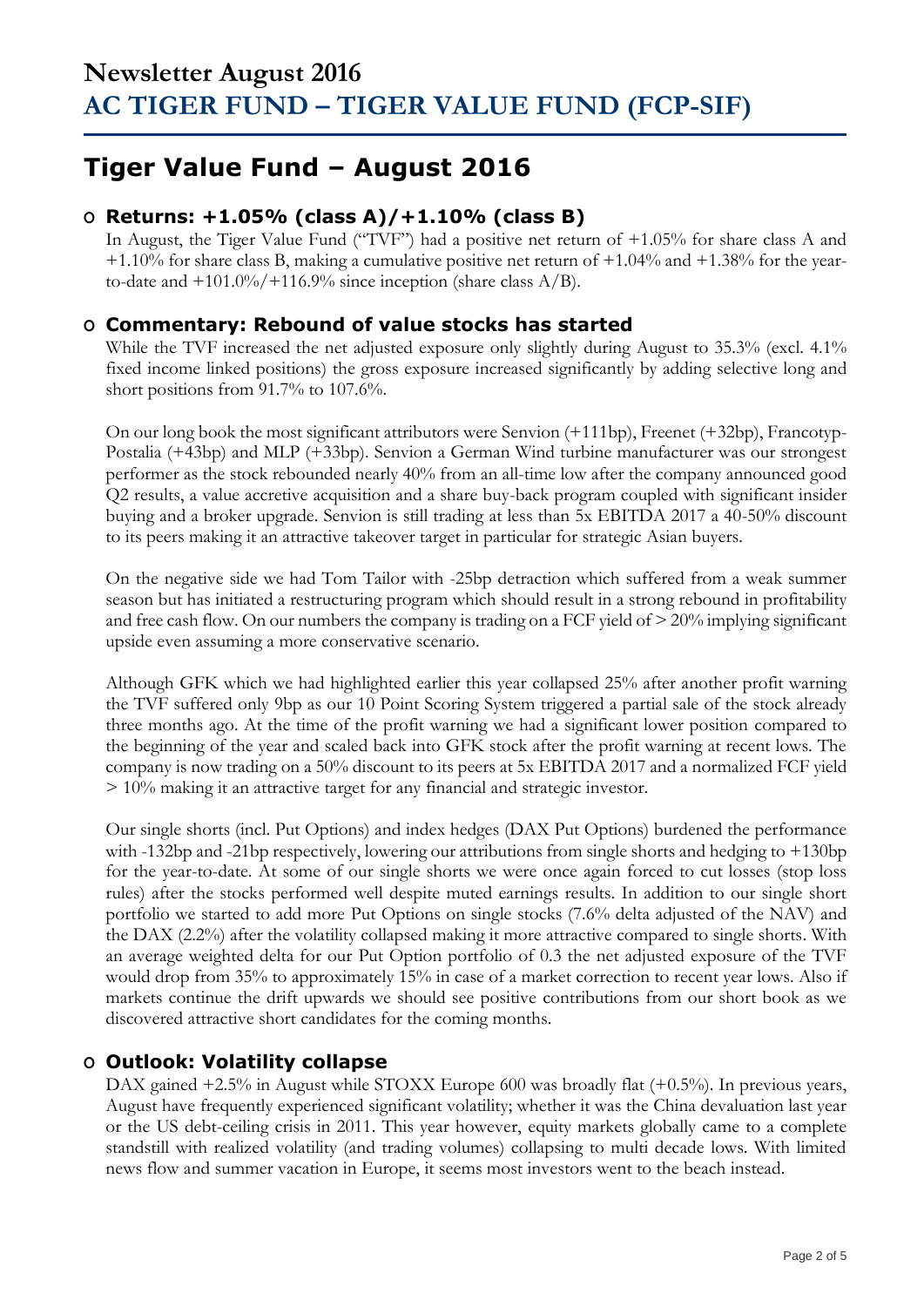# Newsletter August 2016

# AC TIGER FUND – TIGER VALUE FUND (FCP-SIF)

## Tiger Value Fund – August 2016

### Returns: +1.05% (class A)/+1.10% (class B)

In August, the Tiger Value Fund ("TVF") had a positive net return of +1.05% for share class A and +1.10% for share class B, making a cumulative positive net return of +1.04% and +1.38% for the year-to-date and +101.0%/+116.9% since inception (share class A/B).

### Commentary: Rebound of value stocks has started

While the TVF increased the net adjusted exposure only slightly during August to 35.3% (excl. 4.1% fixed income linked positions) the gross exposure increased significantly by adding selective long and short positions from 91.7% to 107.6%.

On our long book the most significant attributors were Senvion (+111bp), Freenet (+32bp), Francotyp-Postalia (+43bp) and MLP (+33bp). Senvion a German Wind turbine manufacturer was our strongest performer as the stock rebounded nearly 40% from an all-time low after the company announced good Q2 results, a value accretive acquisition and a share buy-back program coupled with significant insider buying and a broker upgrade. Senvion is still trading at less than 5x EBITDA 2017 a 40-50% discount to its peers making it an attractive takeover target in particular for strategic Asian buyers.

On the negative side we had Tom Tailor with -25bp detraction which suffered from a weak summer season but has initiated a restructuring program which should result in a strong rebound in profitability and free cash flow. On our numbers the company is trading on a FCF yield of > 20% implying significant upside even assuming a more conservative scenario.

Although GFK which we had highlighted earlier this year collapsed 25% after another profit warning the TVF suffered only 9bp as our 10 Point Scoring System triggered a partial sale of the stock already three months ago. At the time of the profit warning we had a significant lower position compared to the beginning of the year and scaled back into GFK stock after the profit warning at recent lows. The company is now trading on a 50% discount to its peers at 5x EBITDA 2017 and a normalized FCF yield > 10% making it an attractive target for any financial and strategic investor.

Our single shorts (incl. Put Options) and index hedges (DAX Put Options) burdened the performance with -132bp and -21bp respectively, lowering our attributions from single shorts and hedging to +130bp for the year-to-date. At some of our single shorts we were once again forced to cut losses (stop loss rules) after the stocks performed well despite muted earnings results. In addition to our single short portfolio we started to add more Put Options on single stocks (7.6% delta adjusted of the NAV) and the DAX (2.2%) after the volatility collapsed making it more attractive compared to single shorts. With an average weighted delta for our Put Option portfolio of 0.3 the net adjusted exposure of the TVF would drop from 35% to approximately 15% in case of a market correction to recent year lows. Also if markets continue the drift upwards we should see positive contributions from our short book as we discovered attractive short candidates for the coming months.

### Outlook: Volatility collapse

DAX gained +2.5% in August while STOXX Europe 600 was broadly flat (+0.5%). In previous years, August have frequently experienced significant volatility; whether it was the China devaluation last year or the US debt-ceiling crisis in 2011. This year however, equity markets globally came to a complete standstill with realized volatility (and trading volumes) collapsing to multi decade lows. With limited news flow and summer vacation in Europe, it seems most investors went to the beach instead.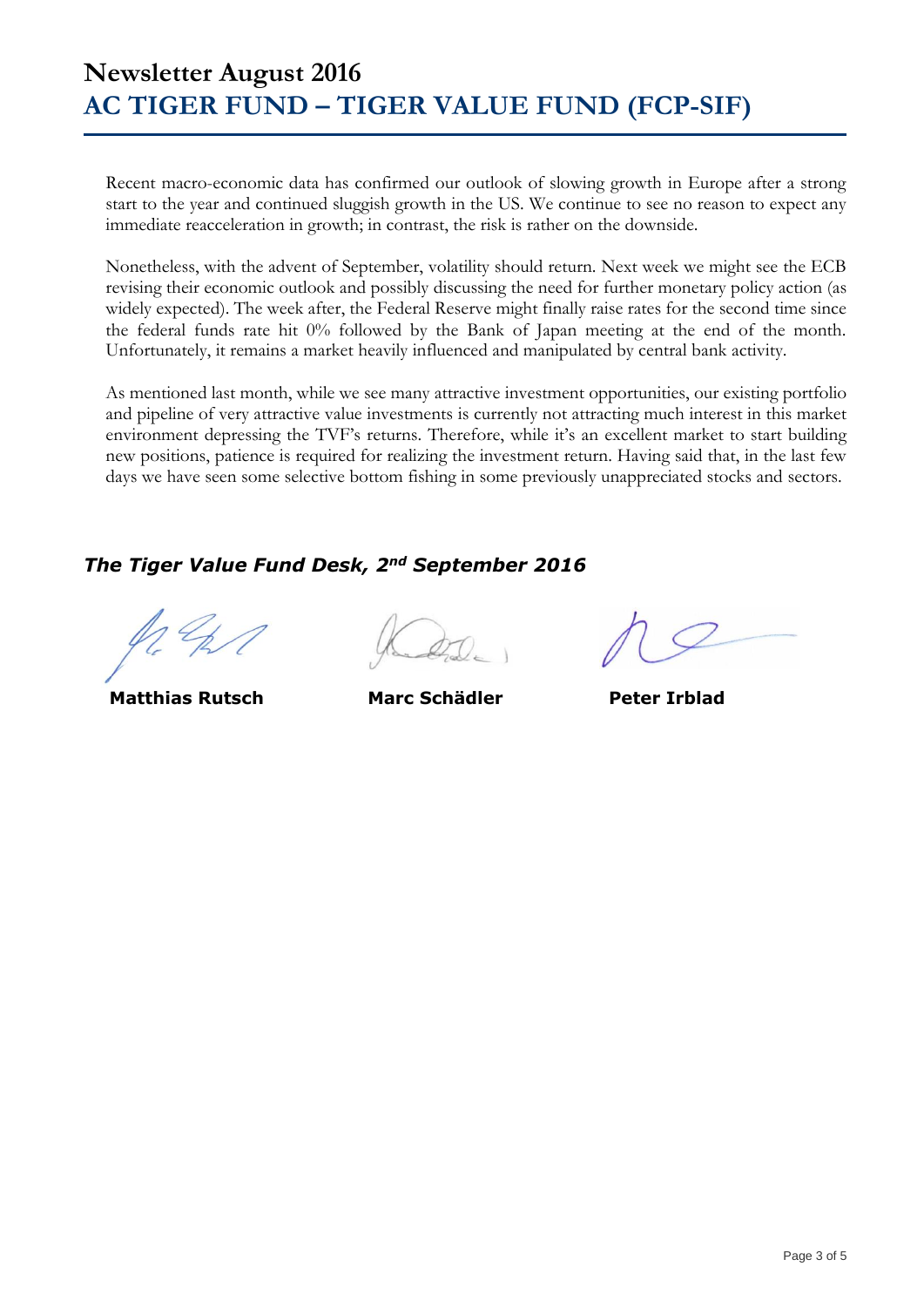# Newsletter August 2016
# AC TIGER FUND – TIGER VALUE FUND (FCP-SIF)

Recent macro-economic data has confirmed our outlook of slowing growth in Europe after a strong start to the year and continued sluggish growth in the US. We continue to see no reason to expect any immediate reacceleration in growth; in contrast, the risk is rather on the downside.

Nonetheless, with the advent of September, volatility should return. Next week we might see the ECB revising their economic outlook and possibly discussing the need for further monetary policy action (as widely expected). The week after, the Federal Reserve might finally raise rates for the second time since the federal funds rate hit 0% followed by the Bank of Japan meeting at the end of the month. Unfortunately, it remains a market heavily influenced and manipulated by central bank activity.

As mentioned last month, while we see many attractive investment opportunities, our existing portfolio and pipeline of very attractive value investments is currently not attracting much interest in this market environment depressing the TVF's returns. Therefore, while it's an excellent market to start building new positions, patience is required for realizing the investment return. Having said that, in the last few days we have seen some selective bottom fishing in some previously unappreciated stocks and sectors.

***The Tiger Value Fund Desk, 2nd September 2016***

**Matthias Rutsch** **Marc Schädler** **Peter Irblad**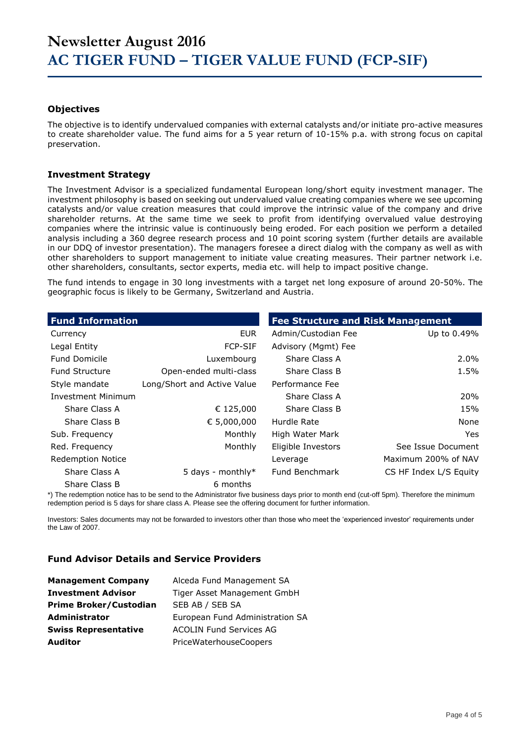# Newsletter August 2016
# AC TIGER FUND – TIGER VALUE FUND (FCP-SIF)

### Objectives

The objective is to identify undervalued companies with external catalysts and/or initiate pro-active measures to create shareholder value. The fund aims for a 5 year return of 10-15% p.a. with strong focus on capital preservation.

### Investment Strategy

The Investment Advisor is a specialized fundamental European long/short equity investment manager. The investment philosophy is based on seeking out undervalued value creating companies where we see upcoming catalysts and/or value creation measures that could improve the intrinsic value of the company and drive shareholder returns. At the same time we seek to profit from identifying overvalued value destroying companies where the intrinsic value is continuously being eroded. For each position we perform a detailed analysis including a 360 degree research process and 10 point scoring system (further details are available in our DDQ of investor presentation). The managers foresee a direct dialog with the company as well as with other shareholders to support management to initiate value creating measures. Their partner network i.e. other shareholders, consultants, sector experts, media etc. will help to impact positive change.

The fund intends to engage in 30 long investments with a target net long exposure of around 20-50%. The geographic focus is likely to be Germany, Switzerland and Austria.

| Fund Information | |
|---|---|
| Currency | EUR |
| Legal Entity | FCP-SIF |
| Fund Domicile | Luxembourg |
| Fund Structure | Open-ended multi-class |
| Style mandate | Long/Short and Active Value |
| Investment Minimum | |
| Share Class A | € 125,000 |
| Share Class B | € 5,000,000 |
| Sub. Frequency | Monthly |
| Red. Frequency | Monthly |
| Redemption Notice | |
| Share Class A | 5 days - monthly* |
| Share Class B | 6 months |

| Fee Structure and Risk Management | |
|---|---|
| Admin/Custodian Fee | Up to 0.49% |
| Advisory (Mgmt) Fee | |
| Share Class A | 2.0% |
| Share Class B | 1.5% |
| Performance Fee | |
| Share Class A | 20% |
| Share Class B | 15% |
| Hurdle Rate | None |
| High Water Mark | Yes |
| Eligible Investors | See Issue Document |
| Leverage | Maximum 200% of NAV |
| Fund Benchmark | CS HF Index L/S Equity |

*) The redemption notice has to be send to the Administrator five business days prior to month end (cut-off 5pm). Therefore the minimum redemption period is 5 days for share class A. Please see the offering document for further information.

Investors: Sales documents may not be forwarded to investors other than those who meet the 'experienced investor' requirements under the Law of 2007.

### Fund Advisor Details and Service Providers

| | |
|---|---|
| **Management Company** | Alceda Fund Management SA |
| **Investment Advisor** | Tiger Asset Management GmbH |
| **Prime Broker/Custodian** | SEB AB / SEB SA |
| **Administrator** | European Fund Administration SA |
| **Swiss Representative** | ACOLIN Fund Services AG |
| **Auditor** | PriceWaterhouseCoopers |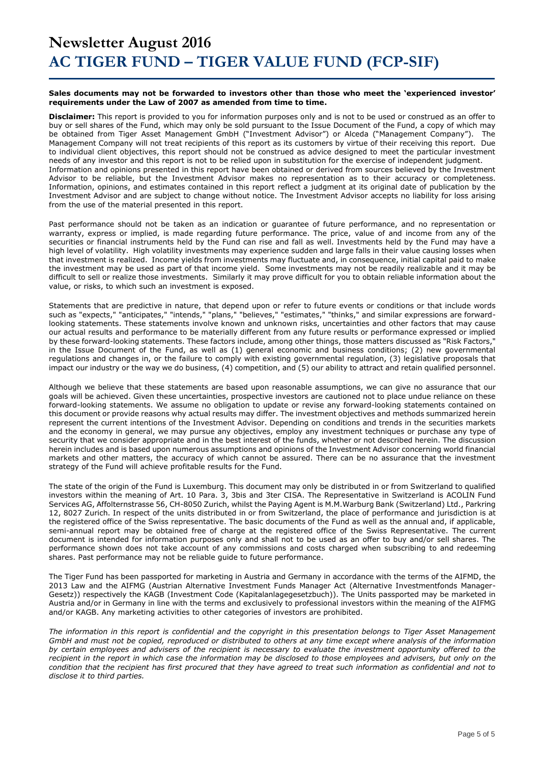# Newsletter August 2016
# AC TIGER FUND – TIGER VALUE FUND (FCP-SIF)

**Sales documents may not be forwarded to investors other than those who meet the 'experienced investor' requirements under the Law of 2007 as amended from time to time.**

**Disclaimer:** This report is provided to you for information purposes only and is not to be used or construed as an offer to buy or sell shares of the Fund, which may only be sold pursuant to the Issue Document of the Fund, a copy of which may be obtained from Tiger Asset Management GmbH ("Investment Advisor") or Alceda ("Management Company"). The Management Company will not treat recipients of this report as its customers by virtue of their receiving this report. Due to individual client objectives, this report should not be construed as advice designed to meet the particular investment needs of any investor and this report is not to be relied upon in substitution for the exercise of independent judgment. Information and opinions presented in this report have been obtained or derived from sources believed by the Investment Advisor to be reliable, but the Investment Advisor makes no representation as to their accuracy or completeness. Information, opinions, and estimates contained in this report reflect a judgment at its original date of publication by the Investment Advisor and are subject to change without notice. The Investment Advisor accepts no liability for loss arising from the use of the material presented in this report.

Past performance should not be taken as an indication or guarantee of future performance, and no representation or warranty, express or implied, is made regarding future performance. The price, value of and income from any of the securities or financial instruments held by the Fund can rise and fall as well. Investments held by the Fund may have a high level of volatility. High volatility investments may experience sudden and large falls in their value causing losses when that investment is realized. Income yields from investments may fluctuate and, in consequence, initial capital paid to make the investment may be used as part of that income yield. Some investments may not be readily realizable and it may be difficult to sell or realize those investments. Similarly it may prove difficult for you to obtain reliable information about the value, or risks, to which such an investment is exposed.

Statements that are predictive in nature, that depend upon or refer to future events or conditions or that include words such as "expects," "anticipates," "intends," "plans," "believes," "estimates," "thinks," and similar expressions are forward-looking statements. These statements involve known and unknown risks, uncertainties and other factors that may cause our actual results and performance to be materially different from any future results or performance expressed or implied by these forward-looking statements. These factors include, among other things, those matters discussed as "Risk Factors," in the Issue Document of the Fund, as well as (1) general economic and business conditions; (2) new governmental regulations and changes in, or the failure to comply with existing governmental regulation, (3) legislative proposals that impact our industry or the way we do business, (4) competition, and (5) our ability to attract and retain qualified personnel.

Although we believe that these statements are based upon reasonable assumptions, we can give no assurance that our goals will be achieved. Given these uncertainties, prospective investors are cautioned not to place undue reliance on these forward-looking statements. We assume no obligation to update or revise any forward-looking statements contained on this document or provide reasons why actual results may differ. The investment objectives and methods summarized herein represent the current intentions of the Investment Advisor. Depending on conditions and trends in the securities markets and the economy in general, we may pursue any objectives, employ any investment techniques or purchase any type of security that we consider appropriate and in the best interest of the funds, whether or not described herein. The discussion herein includes and is based upon numerous assumptions and opinions of the Investment Advisor concerning world financial markets and other matters, the accuracy of which cannot be assured. There can be no assurance that the investment strategy of the Fund will achieve profitable results for the Fund.

The state of the origin of the Fund is Luxemburg. This document may only be distributed in or from Switzerland to qualified investors within the meaning of Art. 10 Para. 3, 3bis and 3ter CISA. The Representative in Switzerland is ACOLIN Fund Services AG, Affolternstrasse 56, CH-8050 Zurich, whilst the Paying Agent is M.M.Warburg Bank (Switzerland) Ltd., Parkring 12, 8027 Zurich. In respect of the units distributed in or from Switzerland, the place of performance and jurisdiction is at the registered office of the Swiss representative. The basic documents of the Fund as well as the annual and, if applicable, semi-annual report may be obtained free of charge at the registered office of the Swiss Representative. The current document is intended for information purposes only and shall not to be used as an offer to buy and/or sell shares. The performance shown does not take account of any commissions and costs charged when subscribing to and redeeming shares. Past performance may not be reliable guide to future performance.

The Tiger Fund has been passported for marketing in Austria and Germany in accordance with the terms of the AIFMD, the 2013 Law and the AIFMG (Austrian Alternative Investment Funds Manager Act (Alternative Investmentfonds Manager-Gesetz)) respectively the KAGB (Investment Code (Kapitalanlagegesetzbuch)). The Units passported may be marketed in Austria and/or in Germany in line with the terms and exclusively to professional investors within the meaning of the AIFMG and/or KAGB. Any marketing activities to other categories of investors are prohibited.

*The information in this report is confidential and the copyright in this presentation belongs to Tiger Asset Management GmbH and must not be copied, reproduced or distributed to others at any time except where analysis of the information by certain employees and advisers of the recipient is necessary to evaluate the investment opportunity offered to the recipient in the report in which case the information may be disclosed to those employees and advisers, but only on the condition that the recipient has first procured that they have agreed to treat such information as confidential and not to disclose it to third parties.*